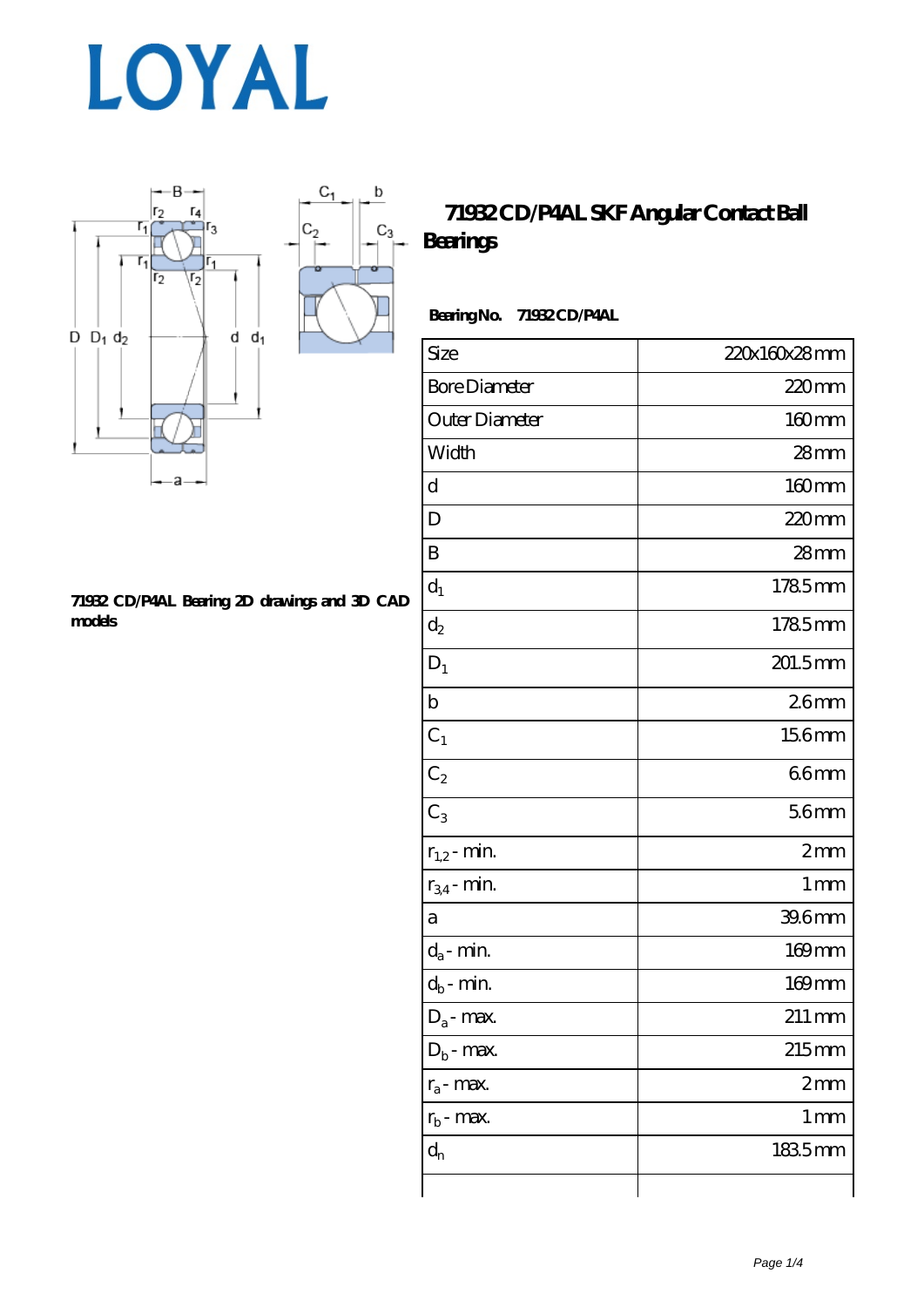# LOYAL

## 71932 CD/P4AL SKF Angular Contact Ball Bearings

**Bearing No. 71932 CD/P4AL**

| Size | 220x160x28 mm |
|---|---|
| Bore Diameter | 220 mm |
| Outer Diameter | 160 mm |
| Width | 28 mm |
| d | 160 mm |
| D | 220 mm |
| B | 28 mm |
| $d_1$ | 178.5 mm |
| $d_2$ | 178.5 mm |
| $D_1$ | 201.5 mm |
| b | 2.6 mm |
| $C_1$ | 15.6 mm |
| $C_2$ | 6.6 mm |
| $C_3$ | 5.6 mm |
| $r_{1,2}$ - min. | 2 mm |
| $r_{3,4}$ - min. | 1 mm |
| a | 39.6 mm |
| $d_a$ - min. | 169 mm |
| $d_b$ - min. | 169 mm |
| $D_a$ - max. | 211 mm |
| $D_b$ - max. | 215 mm |
| $r_a$ - max. | 2 mm |
| $r_b$ - max. | 1 mm |
| $d_n$ | 183.5 mm |
| | |

**71932 CD/P4AL Bearing 2D drawings and 3D CAD models**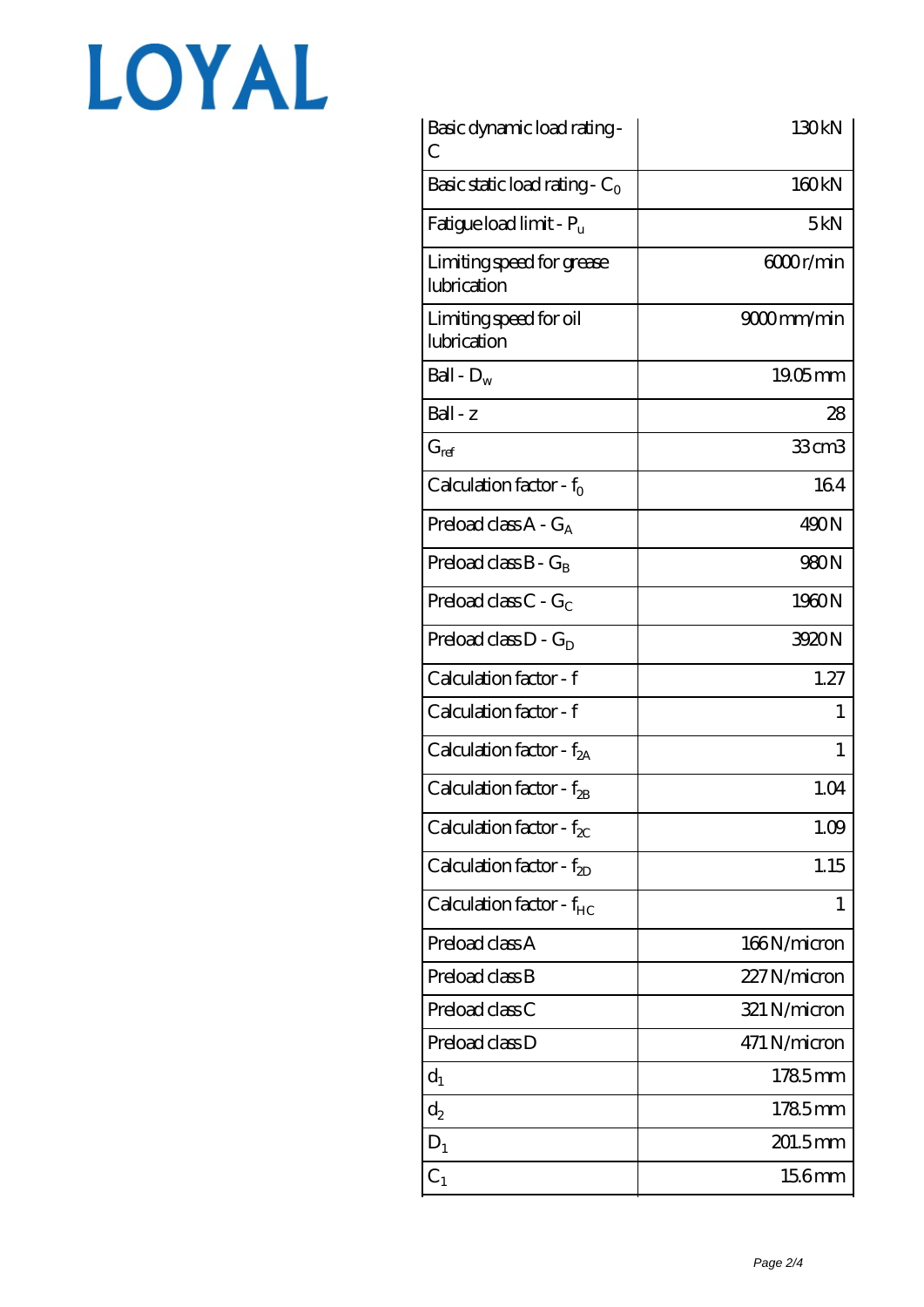LOYAL

| Basic dynamic load rating - C | 130 kN |
| --- | --- |
| Basic static load rating - $C_0$ | 160 kN |
| Fatigue load limit - $P_u$ | 5 kN |
| Limiting speed for grease lubrication | 6000 r/min |
| Limiting speed for oil lubrication | 9000 mm/min |
| Ball - $D_w$ | 19.05 mm |
| Ball - z | 28 |
| $G_{ref}$ | 33 cm3 |
| Calculation factor - $f_0$ | 16.4 |
| Preload class A - $G_A$ | 490 N |
| Preload class B - $G_B$ | 980 N |
| Preload class C - $G_C$ | 1960 N |
| Preload class D - $G_D$ | 3920 N |
| Calculation factor - f | 1.27 |
| Calculation factor - f | 1 |
| Calculation factor - $f_{2A}$ | 1 |
| Calculation factor - $f_{2B}$ | 1.04 |
| Calculation factor - $f_{2C}$ | 1.09 |
| Calculation factor - $f_{2D}$ | 1.15 |
| Calculation factor - $f_{HC}$ | 1 |
| Preload class A | 166 N/micron |
| Preload class B | 227 N/micron |
| Preload class C | 321 N/micron |
| Preload class D | 471 N/micron |
| $d_1$ | 178.5 mm |
| $d_2$ | 178.5 mm |
| $D_1$ | 201.5 mm |
| $C_1$ | 15.6 mm |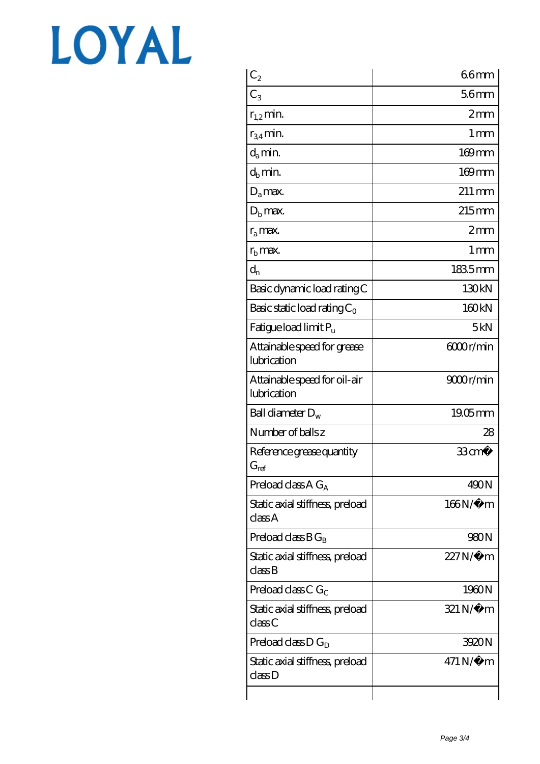LOYAL

| | |
|---|---|
| $C_2$ | 6.6 mm |
| $C_3$ | 5.6 mm |
| $r_{1,2}$ min. | 2 mm |
| $r_{3,4}$ min. | 1 mm |
| $d_a$ min. | 169 mm |
| $d_b$ min. | 169 mm |
| $D_a$ max. | 211 mm |
| $D_b$ max. | 215 mm |
| $r_a$ max. | 2 mm |
| $r_b$ max. | 1 mm |
| $d_n$ | 183.5 mm |
| Basic dynamic load rating C | 130 kN |
| Basic static load rating $C_0$ | 160 kN |
| Fatigue load limit $P_u$ | 5 kN |
| Attainable speed for grease lubrication | 6000 r/min |
| Attainable speed for oil-air lubrication | 9000 r/min |
| Ball diameter $D_w$ | 19.05 mm |
| Number of balls z | 28 |
| Reference grease quantity $G_{ref}$ | 33 cm� |
| Preload class A $G_A$ | 490 N |
| Static axial stiffness, preload class A | 166 N/�m |
| Preload class B $G_B$ | 980 N |
| Static axial stiffness, preload class B | 227 N/�m |
| Preload class C $G_C$ | 1960 N |
| Static axial stiffness, preload class C | 321 N/�m |
| Preload class D $G_D$ | 3920 N |
| Static axial stiffness, preload class D | 471 N/�m |
| | |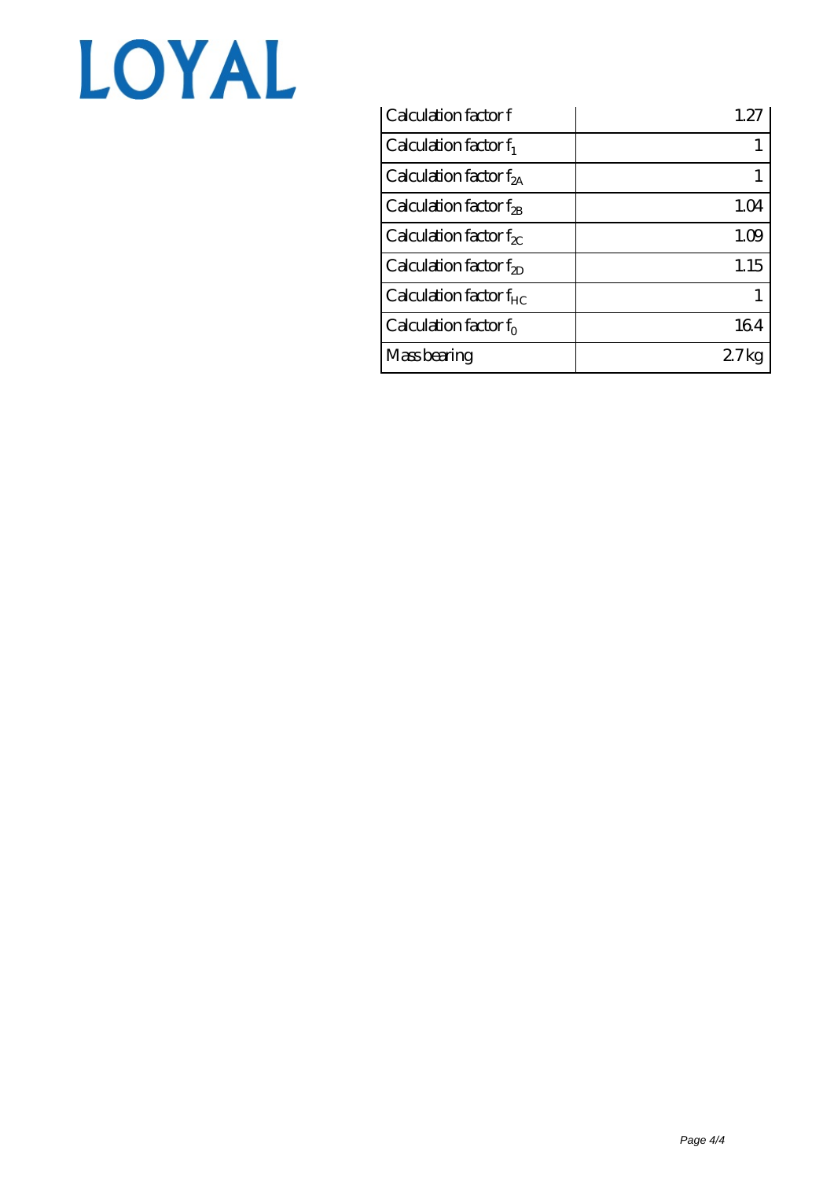# LOYAL

| | |
|---|---|
| Calculation factor f | 1.27 |
| Calculation factor $f_1$ | 1 |
| Calculation factor $f_{2A}$ | 1 |
| Calculation factor $f_{2B}$ | 1.04 |
| Calculation factor $f_{2C}$ | 1.09 |
| Calculation factor $f_{2D}$ | 1.15 |
| Calculation factor $f_{HC}$ | 1 |
| Calculation factor $f_0$ | 16.4 |
| Mass bearing | 2.7 kg |